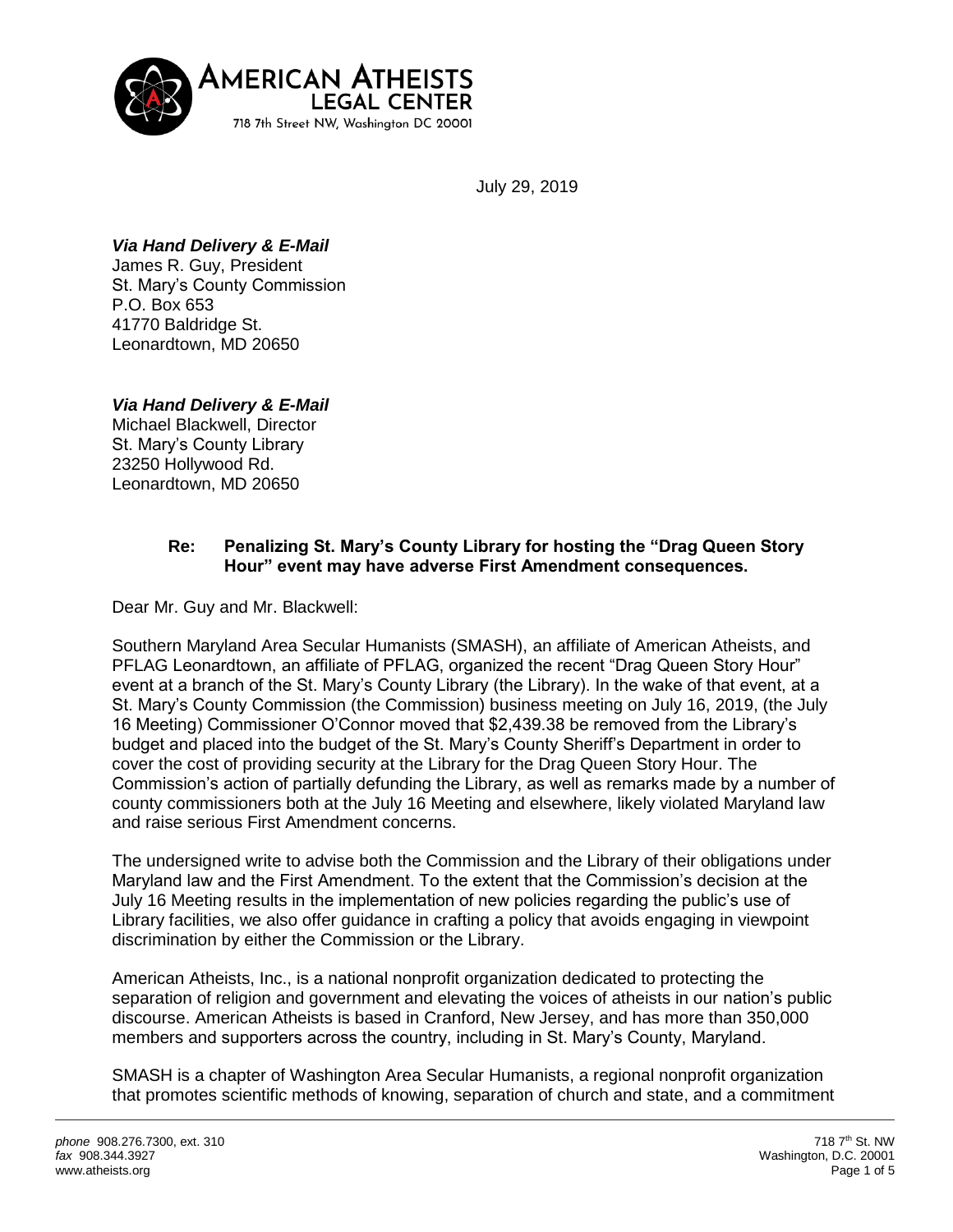**AMERICAN ATHEISTS**
**LEGAL CENTER**
718 7th Street NW, Washington DC 20001

July 29, 2019

***Via Hand Delivery & E-Mail***
James R. Guy, President
St. Mary's County Commission
P.O. Box 653
41770 Baldridge St.
Leonardtown, MD 20650

***Via Hand Delivery & E-Mail***
Michael Blackwell, Director
St. Mary's County Library
23250 Hollywood Rd.
Leonardtown, MD 20650

**Re: Penalizing St. Mary's County Library for hosting the "Drag Queen Story Hour" event may have adverse First Amendment consequences.**

Dear Mr. Guy and Mr. Blackwell:

Southern Maryland Area Secular Humanists (SMASH), an affiliate of American Atheists, and PFLAG Leonardtown, an affiliate of PFLAG, organized the recent "Drag Queen Story Hour" event at a branch of the St. Mary's County Library (the Library). In the wake of that event, at a St. Mary's County Commission (the Commission) business meeting on July 16, 2019, (the July 16 Meeting) Commissioner O'Connor moved that $2,439.38 be removed from the Library's budget and placed into the budget of the St. Mary's County Sheriff's Department in order to cover the cost of providing security at the Library for the Drag Queen Story Hour. The Commission's action of partially defunding the Library, as well as remarks made by a number of county commissioners both at the July 16 Meeting and elsewhere, likely violated Maryland law and raise serious First Amendment concerns.

The undersigned write to advise both the Commission and the Library of their obligations under Maryland law and the First Amendment. To the extent that the Commission's decision at the July 16 Meeting results in the implementation of new policies regarding the public's use of Library facilities, we also offer guidance in crafting a policy that avoids engaging in viewpoint discrimination by either the Commission or the Library.

American Atheists, Inc., is a national nonprofit organization dedicated to protecting the separation of religion and government and elevating the voices of atheists in our nation's public discourse. American Atheists is based in Cranford, New Jersey, and has more than 350,000 members and supporters across the country, including in St. Mary's County, Maryland.

SMASH is a chapter of Washington Area Secular Humanists, a regional nonprofit organization that promotes scientific methods of knowing, separation of church and state, and a commitment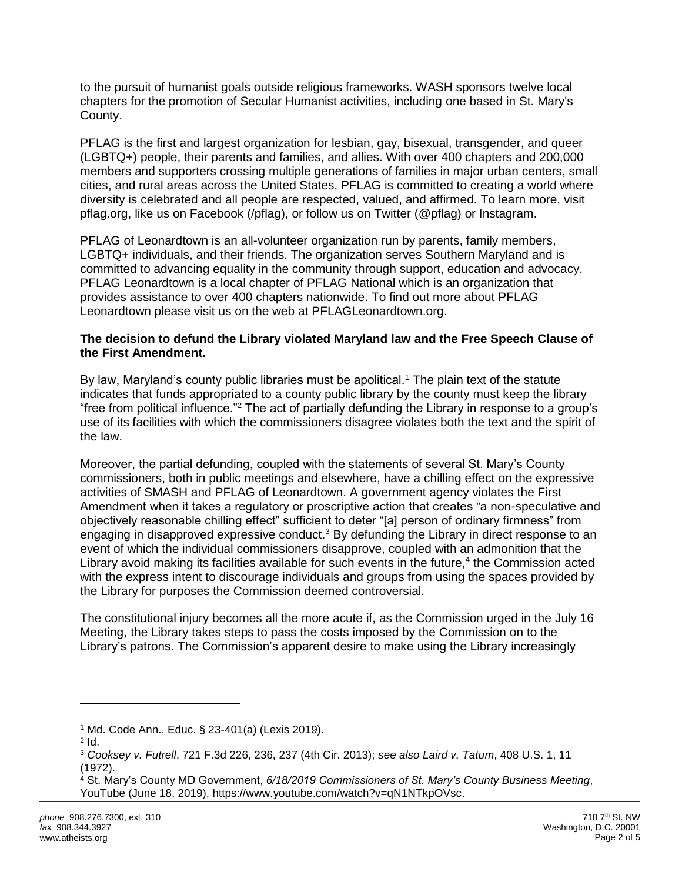to the pursuit of humanist goals outside religious frameworks. WASH sponsors twelve local chapters for the promotion of Secular Humanist activities, including one based in St. Mary's County.

PFLAG is the first and largest organization for lesbian, gay, bisexual, transgender, and queer (LGBTQ+) people, their parents and families, and allies. With over 400 chapters and 200,000 members and supporters crossing multiple generations of families in major urban centers, small cities, and rural areas across the United States, PFLAG is committed to creating a world where diversity is celebrated and all people are respected, valued, and affirmed. To learn more, visit pflag.org, like us on Facebook (/pflag), or follow us on Twitter (@pflag) or Instagram.

PFLAG of Leonardtown is an all-volunteer organization run by parents, family members, LGBTQ+ individuals, and their friends. The organization serves Southern Maryland and is committed to advancing equality in the community through support, education and advocacy. PFLAG Leonardtown is a local chapter of PFLAG National which is an organization that provides assistance to over 400 chapters nationwide. To find out more about PFLAG Leonardtown please visit us on the web at PFLAGLeonardtown.org.

**The decision to defund the Library violated Maryland law and the Free Speech Clause of the First Amendment.**

By law, Maryland's county public libraries must be apolitical.[1] The plain text of the statute indicates that funds appropriated to a county public library by the county must keep the library "free from political influence."[2] The act of partially defunding the Library in response to a group's use of its facilities with which the commissioners disagree violates both the text and the spirit of the law.

Moreover, the partial defunding, coupled with the statements of several St. Mary's County commissioners, both in public meetings and elsewhere, have a chilling effect on the expressive activities of SMASH and PFLAG of Leonardtown. A government agency violates the First Amendment when it takes a regulatory or proscriptive action that creates "a non-speculative and objectively reasonable chilling effect" sufficient to deter "[a] person of ordinary firmness" from engaging in disapproved expressive conduct.[3] By defunding the Library in direct response to an event of which the individual commissioners disapprove, coupled with an admonition that the Library avoid making its facilities available for such events in the future,[4] the Commission acted with the express intent to discourage individuals and groups from using the spaces provided by the Library for purposes the Commission deemed controversial.

The constitutional injury becomes all the more acute if, as the Commission urged in the July 16 Meeting, the Library takes steps to pass the costs imposed by the Commission on to the Library's patrons. The Commission's apparent desire to make using the Library increasingly

---

[1] Md. Code Ann., Educ. § 23-401(a) (Lexis 2019).

[2] Id.

[3] *Cooksey v. Futrell*, 721 F.3d 226, 236, 237 (4th Cir. 2013); *see also Laird v. Tatum*, 408 U.S. 1, 11 (1972).

[4] St. Mary's County MD Government, *6/18/2019 Commissioners of St. Mary's County Business Meeting*, YouTube (June 18, 2019), https://www.youtube.com/watch?v=qN1NTkpOVsc.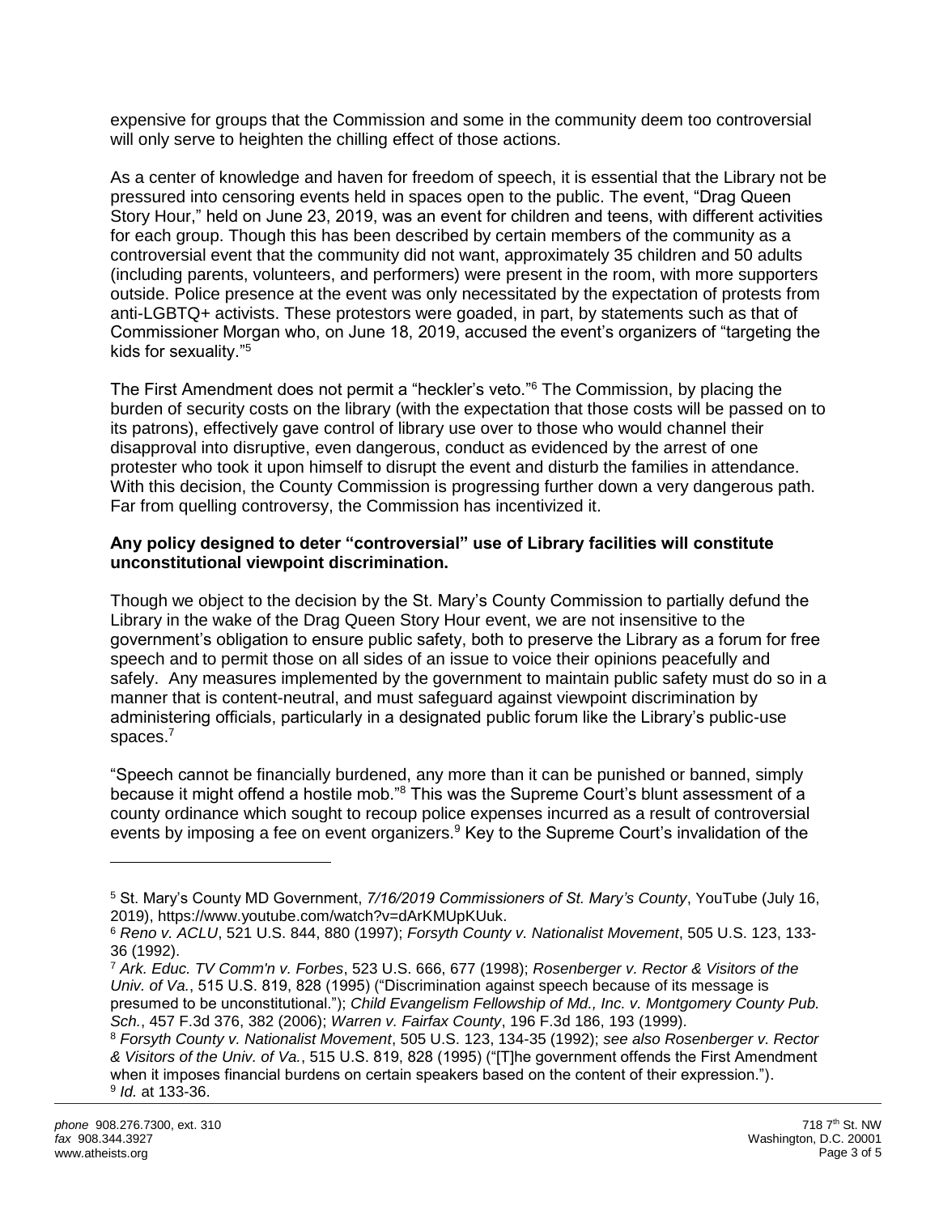expensive for groups that the Commission and some in the community deem too controversial will only serve to heighten the chilling effect of those actions.

As a center of knowledge and haven for freedom of speech, it is essential that the Library not be pressured into censoring events held in spaces open to the public. The event, "Drag Queen Story Hour," held on June 23, 2019, was an event for children and teens, with different activities for each group. Though this has been described by certain members of the community as a controversial event that the community did not want, approximately 35 children and 50 adults (including parents, volunteers, and performers) were present in the room, with more supporters outside. Police presence at the event was only necessitated by the expectation of protests from anti-LGBTQ+ activists. These protestors were goaded, in part, by statements such as that of Commissioner Morgan who, on June 18, 2019, accused the event's organizers of "targeting the kids for sexuality."[5]

The First Amendment does not permit a "heckler's veto."[6] The Commission, by placing the burden of security costs on the library (with the expectation that those costs will be passed on to its patrons), effectively gave control of library use over to those who would channel their disapproval into disruptive, even dangerous, conduct as evidenced by the arrest of one protester who took it upon himself to disrupt the event and disturb the families in attendance. With this decision, the County Commission is progressing further down a very dangerous path. Far from quelling controversy, the Commission has incentivized it.

**Any policy designed to deter "controversial" use of Library facilities will constitute unconstitutional viewpoint discrimination.**

Though we object to the decision by the St. Mary's County Commission to partially defund the Library in the wake of the Drag Queen Story Hour event, we are not insensitive to the government's obligation to ensure public safety, both to preserve the Library as a forum for free speech and to permit those on all sides of an issue to voice their opinions peacefully and safely. Any measures implemented by the government to maintain public safety must do so in a manner that is content-neutral, and must safeguard against viewpoint discrimination by administering officials, particularly in a designated public forum like the Library's public-use spaces.[7]

"Speech cannot be financially burdened, any more than it can be punished or banned, simply because it might offend a hostile mob."[8] This was the Supreme Court's blunt assessment of a county ordinance which sought to recoup police expenses incurred as a result of controversial events by imposing a fee on event organizers.[9] Key to the Supreme Court's invalidation of the

---

[5] St. Mary's County MD Government, *7/16/2019 Commissioners of St. Mary's County*, YouTube (July 16, 2019), https://www.youtube.com/watch?v=dArKMUpKUuk.

[6] *Reno v. ACLU*, 521 U.S. 844, 880 (1997); *Forsyth County v. Nationalist Movement*, 505 U.S. 123, 133-36 (1992).

[7] *Ark. Educ. TV Comm'n v. Forbes*, 523 U.S. 666, 677 (1998); *Rosenberger v. Rector & Visitors of the Univ. of Va.*, 515 U.S. 819, 828 (1995) ("Discrimination against speech because of its message is presumed to be unconstitutional."); *Child Evangelism Fellowship of Md., Inc. v. Montgomery County Pub. Sch.*, 457 F.3d 376, 382 (2006); *Warren v. Fairfax County*, 196 F.3d 186, 193 (1999).

[8] *Forsyth County v. Nationalist Movement*, 505 U.S. 123, 134-35 (1992); *see also Rosenberger v. Rector & Visitors of the Univ. of Va.*, 515 U.S. 819, 828 (1995) ("[T]he government offends the First Amendment when it imposes financial burdens on certain speakers based on the content of their expression.").

[9] *Id.* at 133-36.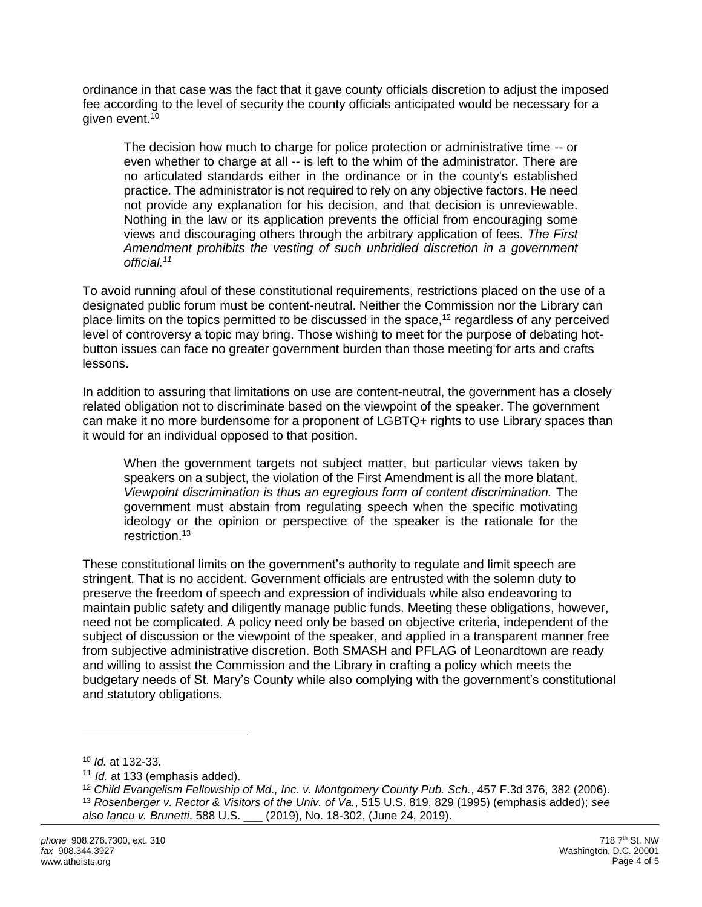ordinance in that case was the fact that it gave county officials discretion to adjust the imposed fee according to the level of security the county officials anticipated would be necessary for a given event.[10]

> The decision how much to charge for police protection or administrative time -- or even whether to charge at all -- is left to the whim of the administrator. There are no articulated standards either in the ordinance or in the county's established practice. The administrator is not required to rely on any objective factors. He need not provide any explanation for his decision, and that decision is unreviewable. Nothing in the law or its application prevents the official from encouraging some views and discouraging others through the arbitrary application of fees. *The First Amendment prohibits the vesting of such unbridled discretion in a government official.[11]*

To avoid running afoul of these constitutional requirements, restrictions placed on the use of a designated public forum must be content-neutral. Neither the Commission nor the Library can place limits on the topics permitted to be discussed in the space,[12] regardless of any perceived level of controversy a topic may bring. Those wishing to meet for the purpose of debating hot-button issues can face no greater government burden than those meeting for arts and crafts lessons.

In addition to assuring that limitations on use are content-neutral, the government has a closely related obligation not to discriminate based on the viewpoint of the speaker. The government can make it no more burdensome for a proponent of LGBTQ+ rights to use Library spaces than it would for an individual opposed to that position.

> When the government targets not subject matter, but particular views taken by speakers on a subject, the violation of the First Amendment is all the more blatant. *Viewpoint discrimination is thus an egregious form of content discrimination.* The government must abstain from regulating speech when the specific motivating ideology or the opinion or perspective of the speaker is the rationale for the restriction.[13]

These constitutional limits on the government's authority to regulate and limit speech are stringent. That is no accident. Government officials are entrusted with the solemn duty to preserve the freedom of speech and expression of individuals while also endeavoring to maintain public safety and diligently manage public funds. Meeting these obligations, however, need not be complicated. A policy need only be based on objective criteria, independent of the subject of discussion or the viewpoint of the speaker, and applied in a transparent manner free from subjective administrative discretion. Both SMASH and PFLAG of Leonardtown are ready and willing to assist the Commission and the Library in crafting a policy which meets the budgetary needs of St. Mary's County while also complying with the government's constitutional and statutory obligations.

---

[10] *Id.* at 132-33.

[11] *Id.* at 133 (emphasis added).

[12] *Child Evangelism Fellowship of Md., Inc. v. Montgomery County Pub. Sch.*, 457 F.3d 376, 382 (2006).

[13] *Rosenberger v. Rector & Visitors of the Univ. of Va.*, 515 U.S. 819, 829 (1995) (emphasis added); *see also Iancu v. Brunetti*, 588 U.S. ___ (2019), No. 18-302, (June 24, 2019).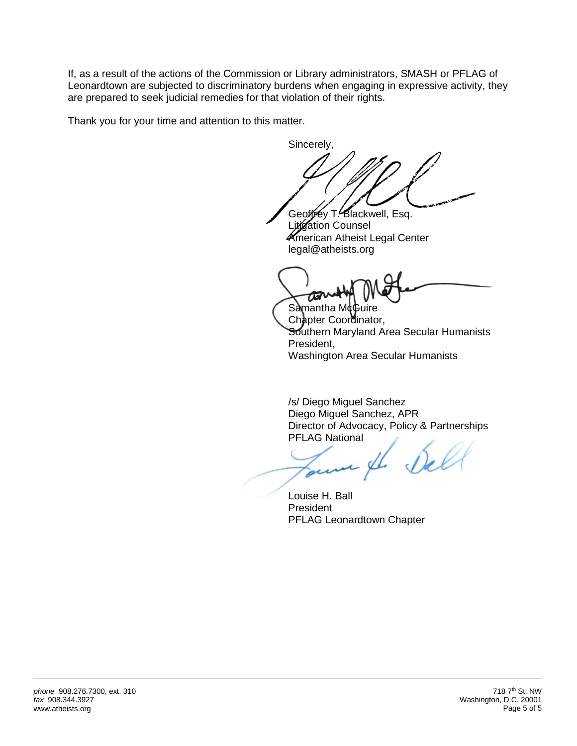If, as a result of the actions of the Commission or Library administrators, SMASH or PFLAG of Leonardtown are subjected to discriminatory burdens when engaging in expressive activity, they are prepared to seek judicial remedies for that violation of their rights.

Thank you for your time and attention to this matter.

Sincerely,

Geoffrey T. Blackwell, Esq.
Litigation Counsel
American Atheist Legal Center
legal@atheists.org

Samantha McGuire
Chapter Coordinator,
Southern Maryland Area Secular Humanists
President,
Washington Area Secular Humanists

/s/ Diego Miguel Sanchez
Diego Miguel Sanchez, APR
Director of Advocacy, Policy & Partnerships
PFLAG National

Louise H. Ball
President
PFLAG Leonardtown Chapter

*phone* 908.276.7300, ext. 310
*fax* 908.344.3927
www.atheists.org

718 7th St. NW
Washington, D.C. 20001